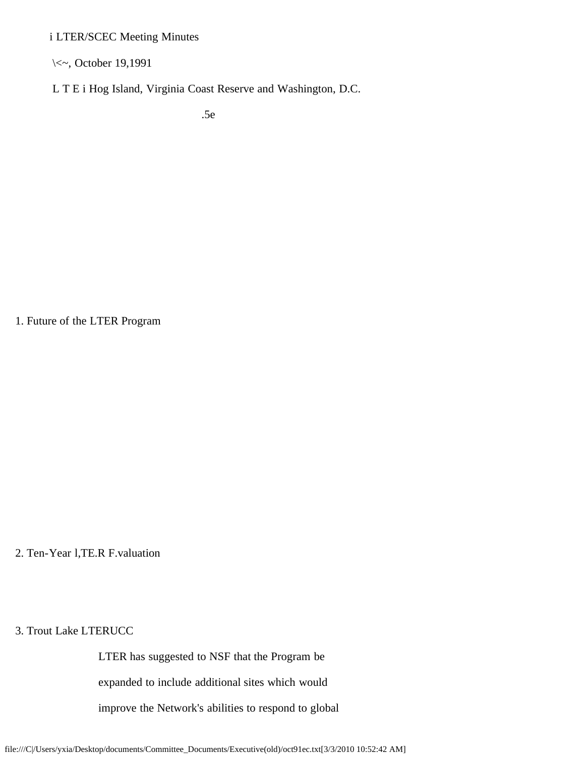i LTER/SCEC Meeting Minutes

\<~, October 19,1991

L T E i Hog Island, Virginia Coast Reserve and Washington, D.C.

.5e

1. Future of the LTER Program

2. Ten-Year l,TE.R F.valuation

3. Trout Lake LTERUCC

LTER has suggested to NSF that the Program be

expanded to include additional sites which would

improve the Network's abilities to respond to global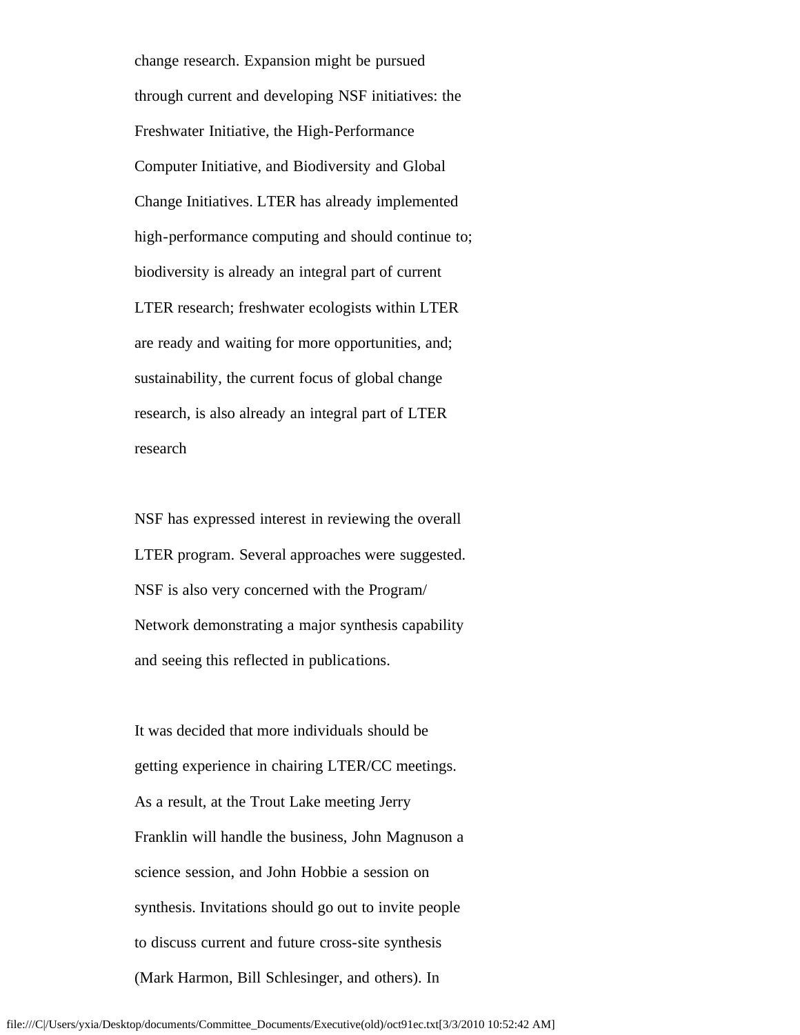change research. Expansion might be pursued through current and developing NSF initiatives: the Freshwater Initiative, the High-Performance Computer Initiative, and Biodiversity and Global Change Initiatives. LTER has already implemented high-performance computing and should continue to; biodiversity is already an integral part of current LTER research; freshwater ecologists within LTER are ready and waiting for more opportunities, and; sustainability, the current focus of global change research, is also already an integral part of LTER research

NSF has expressed interest in reviewing the overall LTER program. Several approaches were suggested. NSF is also very concerned with the Program/ Network demonstrating a major synthesis capability and seeing this reflected in publications.

It was decided that more individuals should be getting experience in chairing LTER/CC meetings. As a result, at the Trout Lake meeting Jerry Franklin will handle the business, John Magnuson a science session, and John Hobbie a session on synthesis. Invitations should go out to invite people to discuss current and future cross-site synthesis (Mark Harmon, Bill Schlesinger, and others). In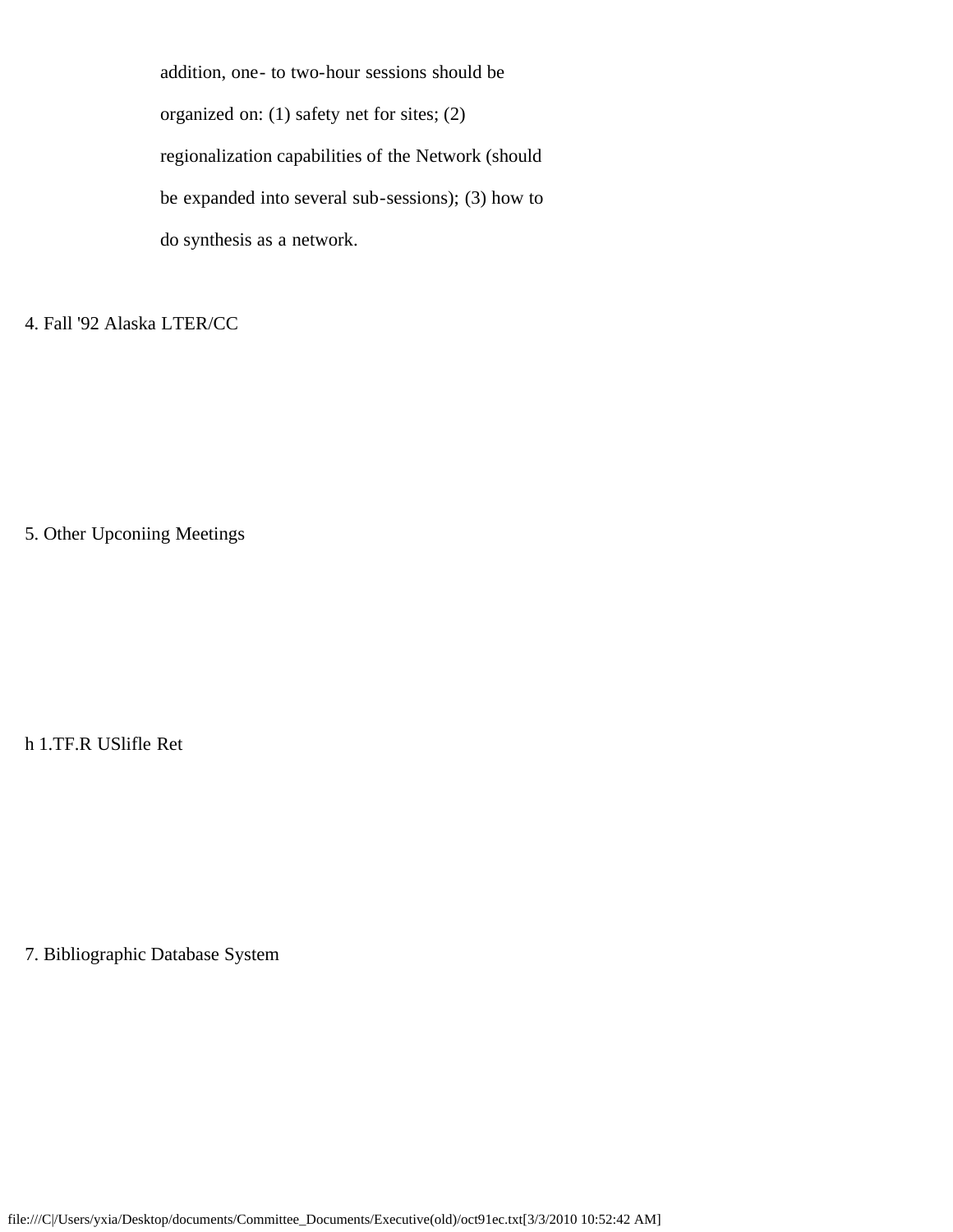addition, one- to two-hour sessions should be organized on: (1) safety net for sites; (2) regionalization capabilities of the Network (should be expanded into several sub-sessions); (3) how to do synthesis as a network.

4. Fall '92 Alaska LTER/CC

5. Other Upconiing Meetings

h 1.TF.R USlifle Ret

7. Bibliographic Database System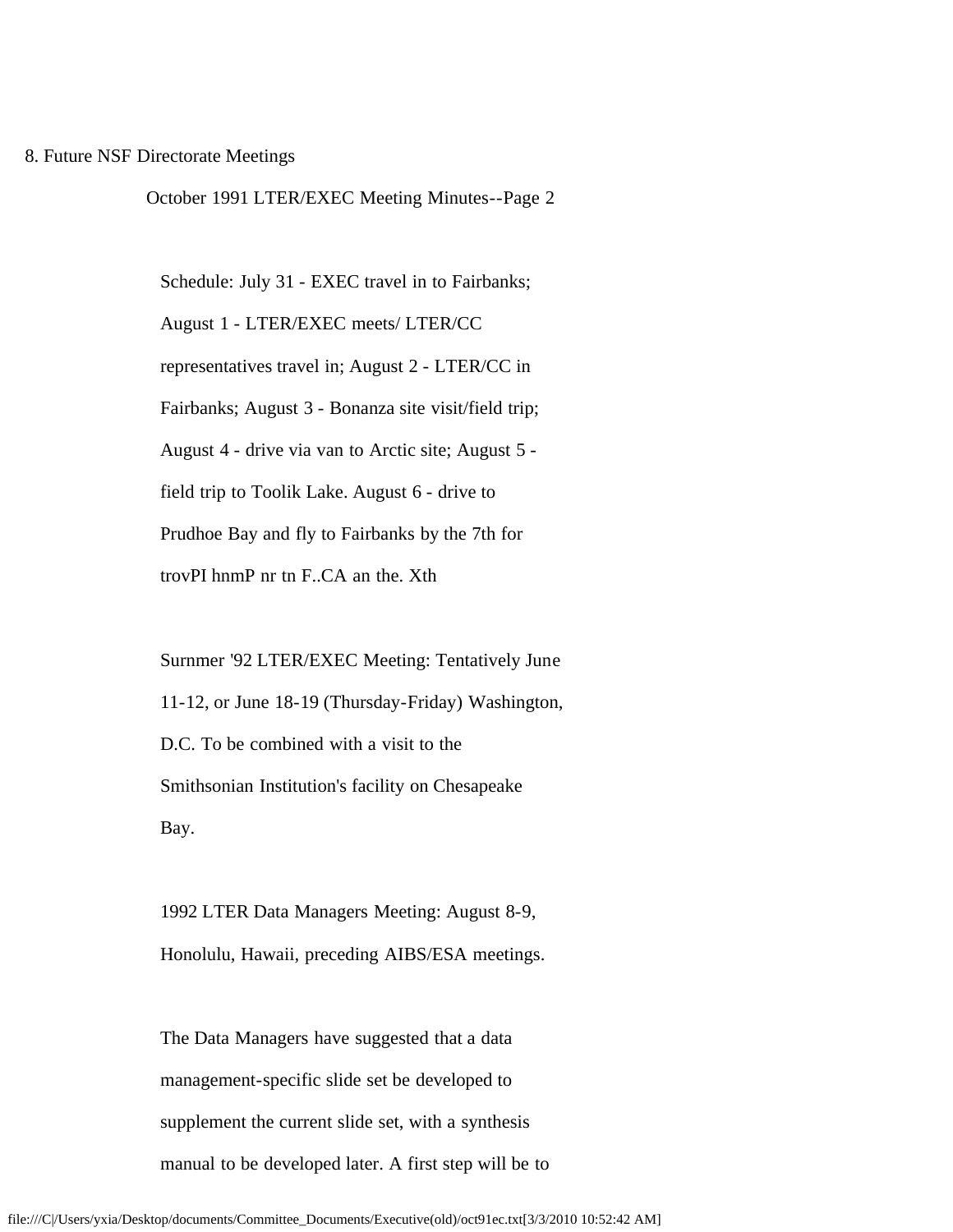8. Future NSF Directorate Meetings

October 1991 LTER/EXEC Meeting Minutes--Page 2

Schedule: July 31 - EXEC travel in to Fairbanks; August 1 - LTER/EXEC meets/ LTER/CC representatives travel in; August 2 - LTER/CC in Fairbanks; August 3 - Bonanza site visit/field trip; August 4 - drive via van to Arctic site; August 5 - field trip to Toolik Lake. August 6 - drive to Prudhoe Bay and fly to Fairbanks by the 7th for trovPI hnmP nr tn F..CA an the. Xth

Surnmer '92 LTER/EXEC Meeting: Tentatively June 11-12, or June 18-19 (Thursday-Friday) Washington, D.C. To be combined with a visit to the Smithsonian Institution's facility on Chesapeake Bay.

1992 LTER Data Managers Meeting: August 8-9, Honolulu, Hawaii, preceding AIBS/ESA meetings.

The Data Managers have suggested that a data management-specific slide set be developed to supplement the current slide set, with a synthesis manual to be developed later. A first step will be to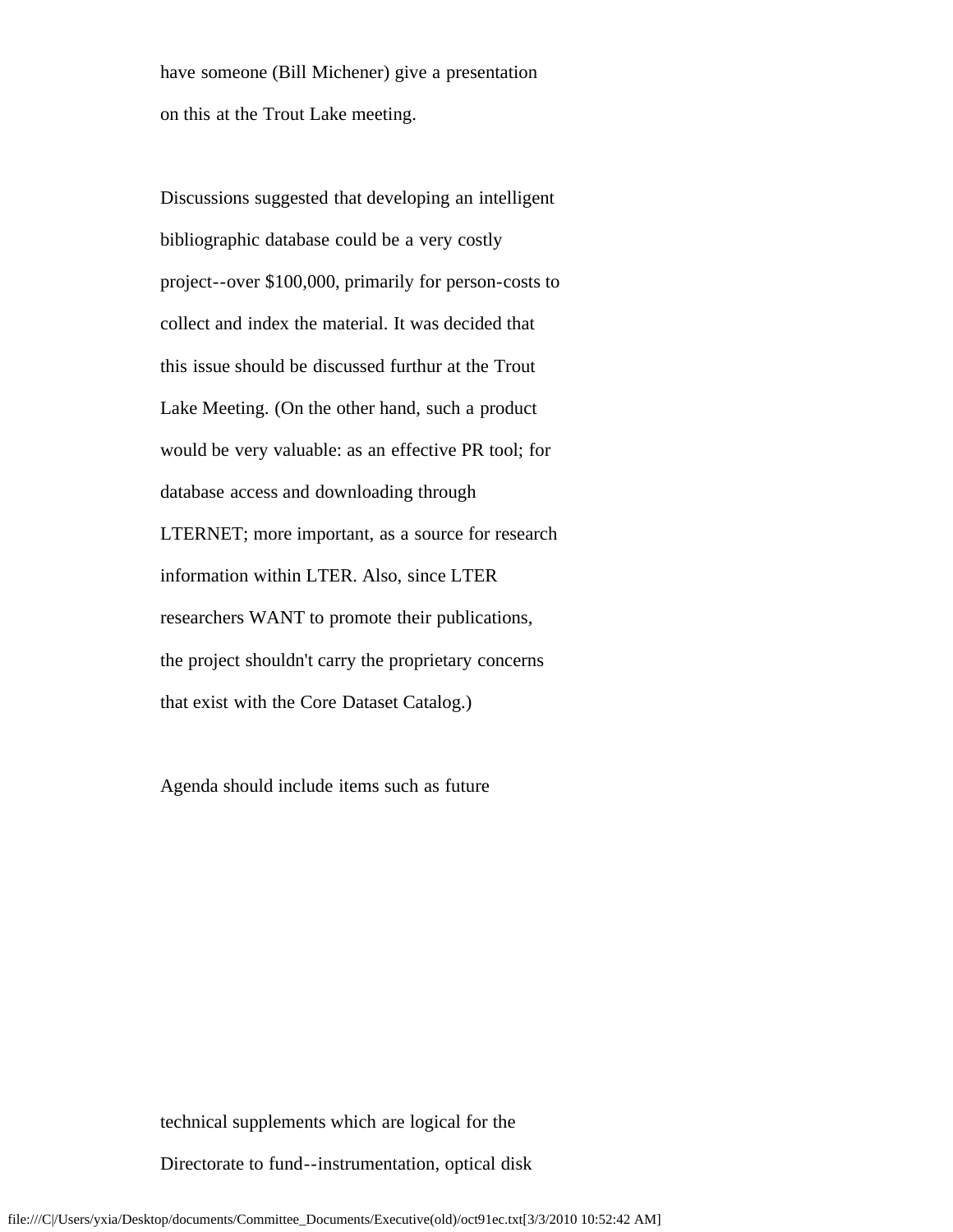have someone (Bill Michener) give a presentation on this at the Trout Lake meeting.

Discussions suggested that developing an intelligent bibliographic database could be a very costly project--over $100,000, primarily for person-costs to collect and index the material. It was decided that this issue should be discussed furthur at the Trout Lake Meeting. (On the other hand, such a product would be very valuable: as an effective PR tool; for database access and downloading through LTERNET; more important, as a source for research information within LTER. Also, since LTER researchers WANT to promote their publications, the project shouldn't carry the proprietary concerns that exist with the Core Dataset Catalog.)

Agenda should include items such as future technical supplements which are logical for the Directorate to fund--instrumentation, optical disk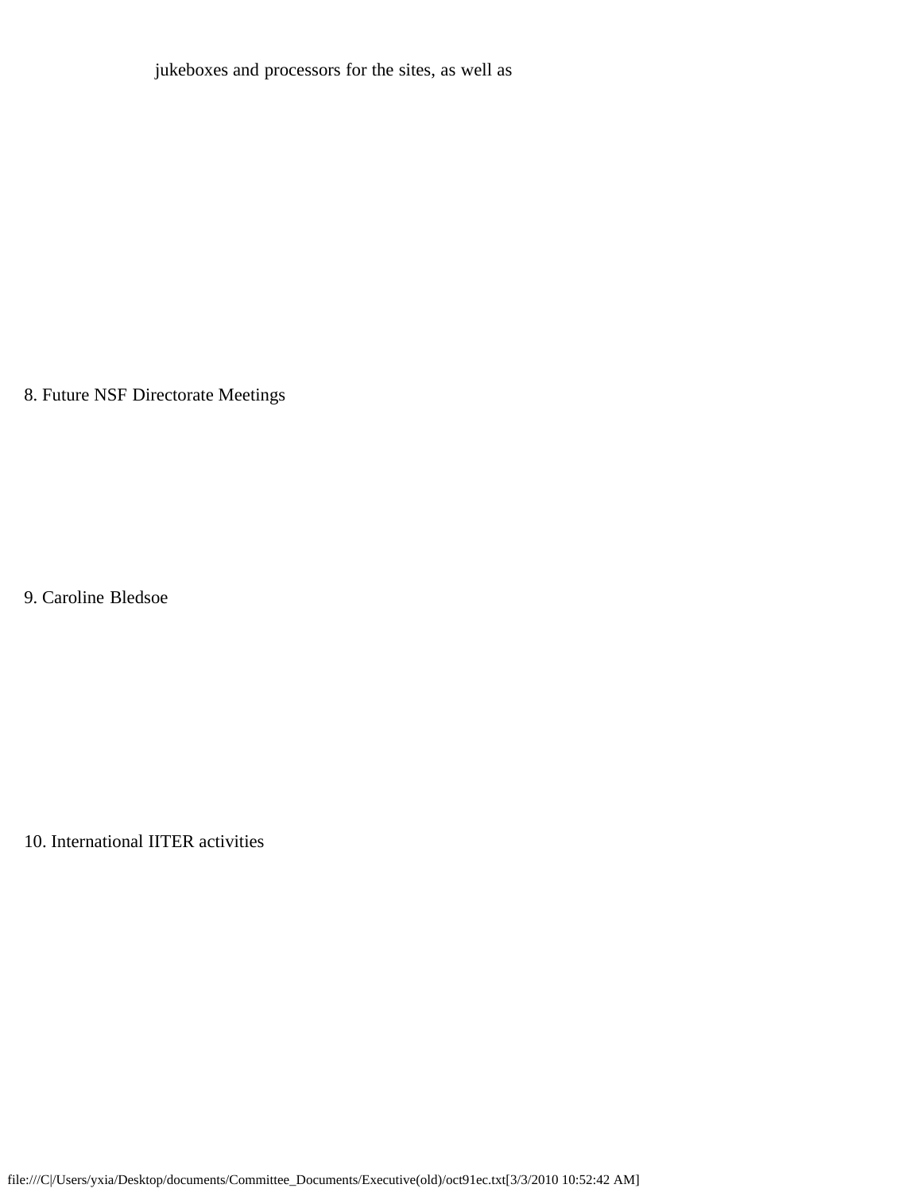jukeboxes and processors for the sites, as well as

8. Future NSF Directorate Meetings

9. Caroline Bledsoe

10. International IITER activities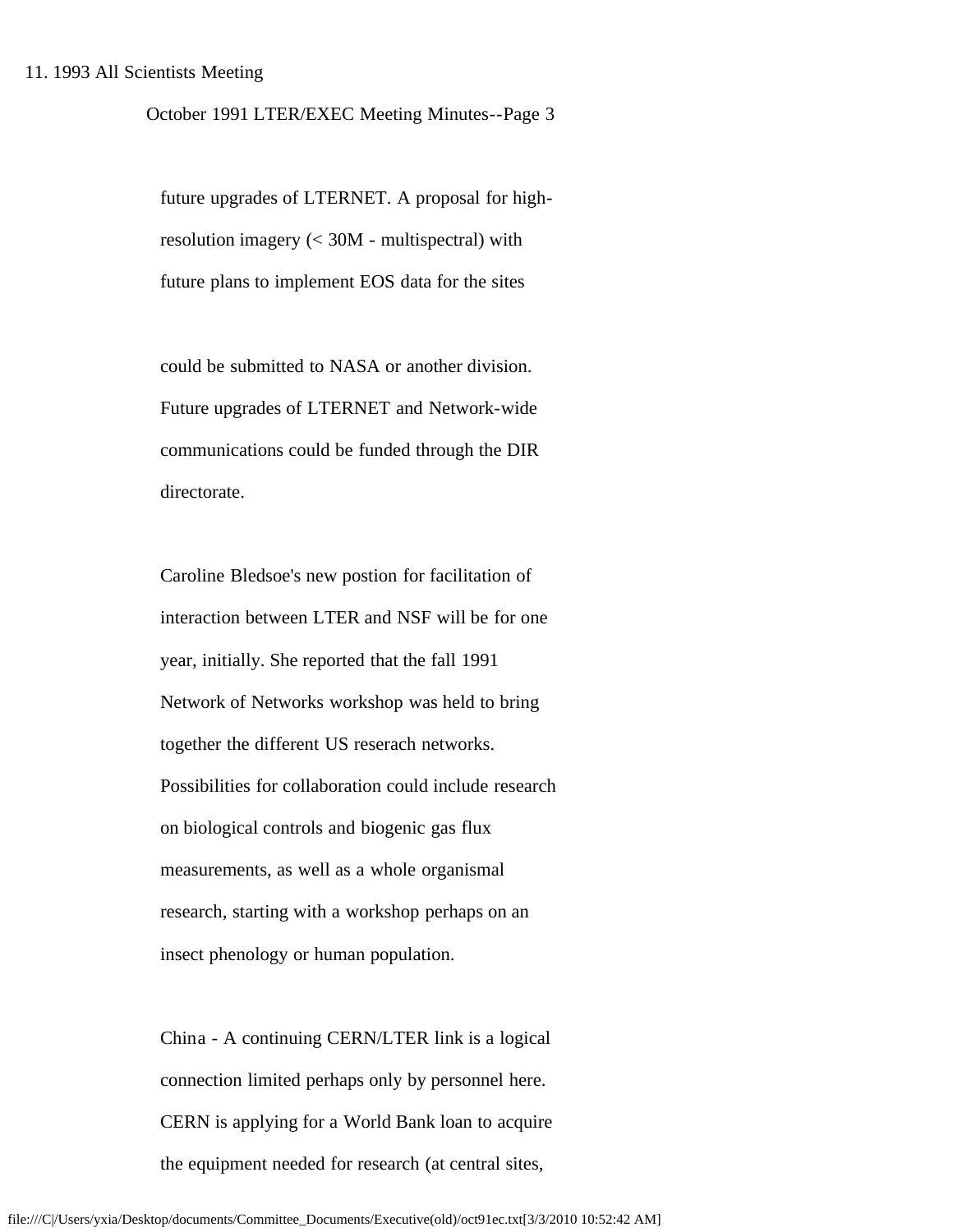11. 1993 All Scientists Meeting

future upgrades of LTERNET. A proposal for high-resolution imagery (< 30M - multispectral) with future plans to implement EOS data for the sites

could be submitted to NASA or another division. Future upgrades of LTERNET and Network-wide communications could be funded through the DIR directorate.

Caroline Bledsoe's new postion for facilitation of interaction between LTER and NSF will be for one year, initially. She reported that the fall 1991 Network of Networks workshop was held to bring together the different US reserach networks. Possibilities for collaboration could include research on biological controls and biogenic gas flux measurements, as well as a whole organismal research, starting with a workshop perhaps on an insect phenology or human population.

China - A continuing CERN/LTER link is a logical connection limited perhaps only by personnel here. CERN is applying for a World Bank loan to acquire the equipment needed for research (at central sites,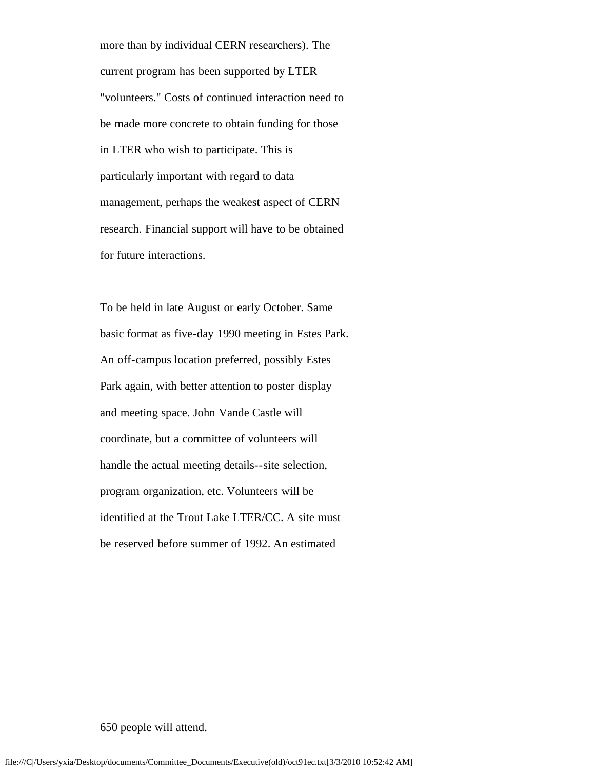more than by individual CERN researchers). The current program has been supported by LTER "volunteers." Costs of continued interaction need to be made more concrete to obtain funding for those in LTER who wish to participate. This is particularly important with regard to data management, perhaps the weakest aspect of CERN research. Financial support will have to be obtained for future interactions.

To be held in late August or early October. Same basic format as five-day 1990 meeting in Estes Park. An off-campus location preferred, possibly Estes Park again, with better attention to poster display and meeting space. John Vande Castle will coordinate, but a committee of volunteers will handle the actual meeting details--site selection, program organization, etc. Volunteers will be identified at the Trout Lake LTER/CC. A site must be reserved before summer of 1992. An estimated

650 people will attend.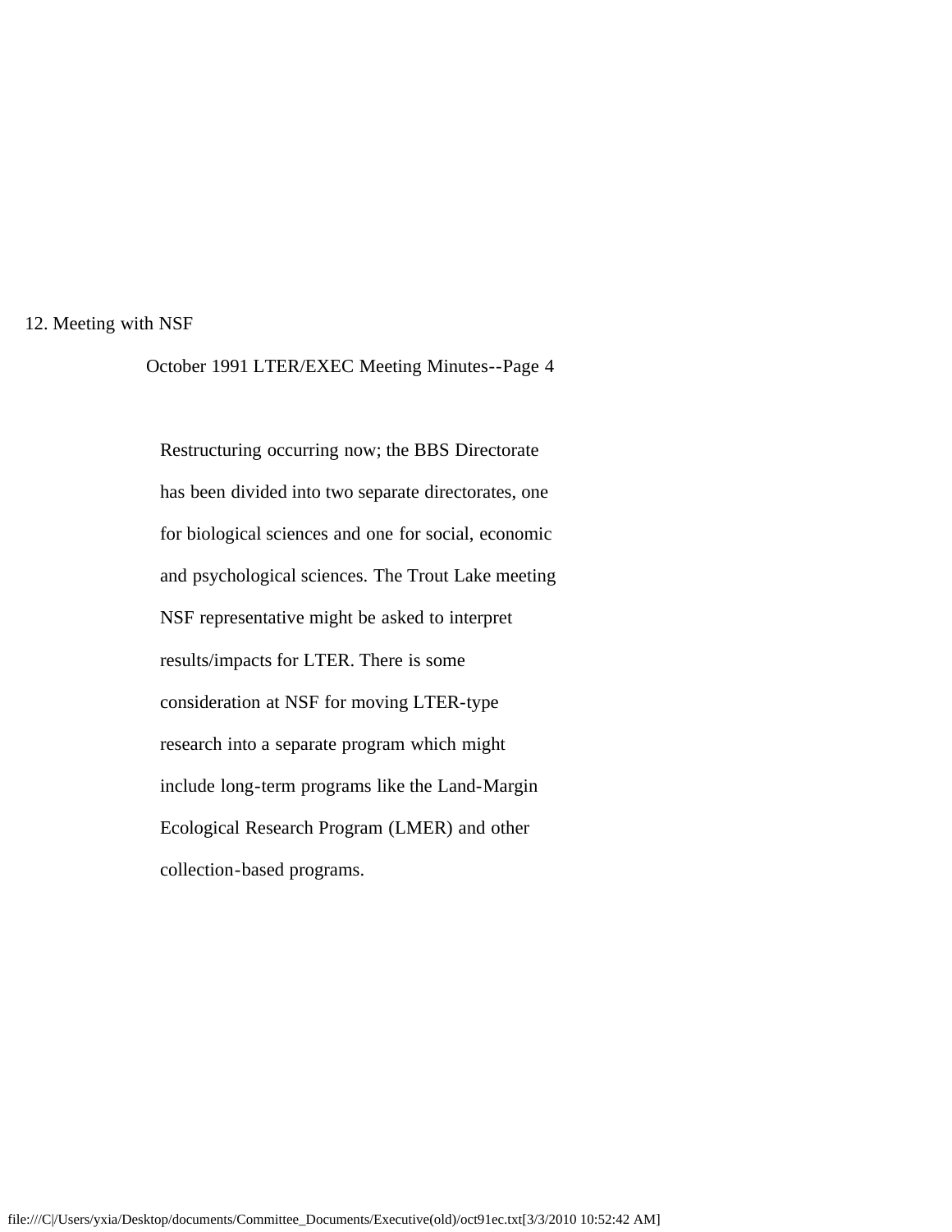12. Meeting with NSF

Restructuring occurring now; the BBS Directorate has been divided into two separate directorates, one for biological sciences and one for social, economic and psychological sciences. The Trout Lake meeting NSF representative might be asked to interpret results/impacts for LTER. There is some consideration at NSF for moving LTER-type research into a separate program which might include long-term programs like the Land-Margin Ecological Research Program (LMER) and other collection-based programs.